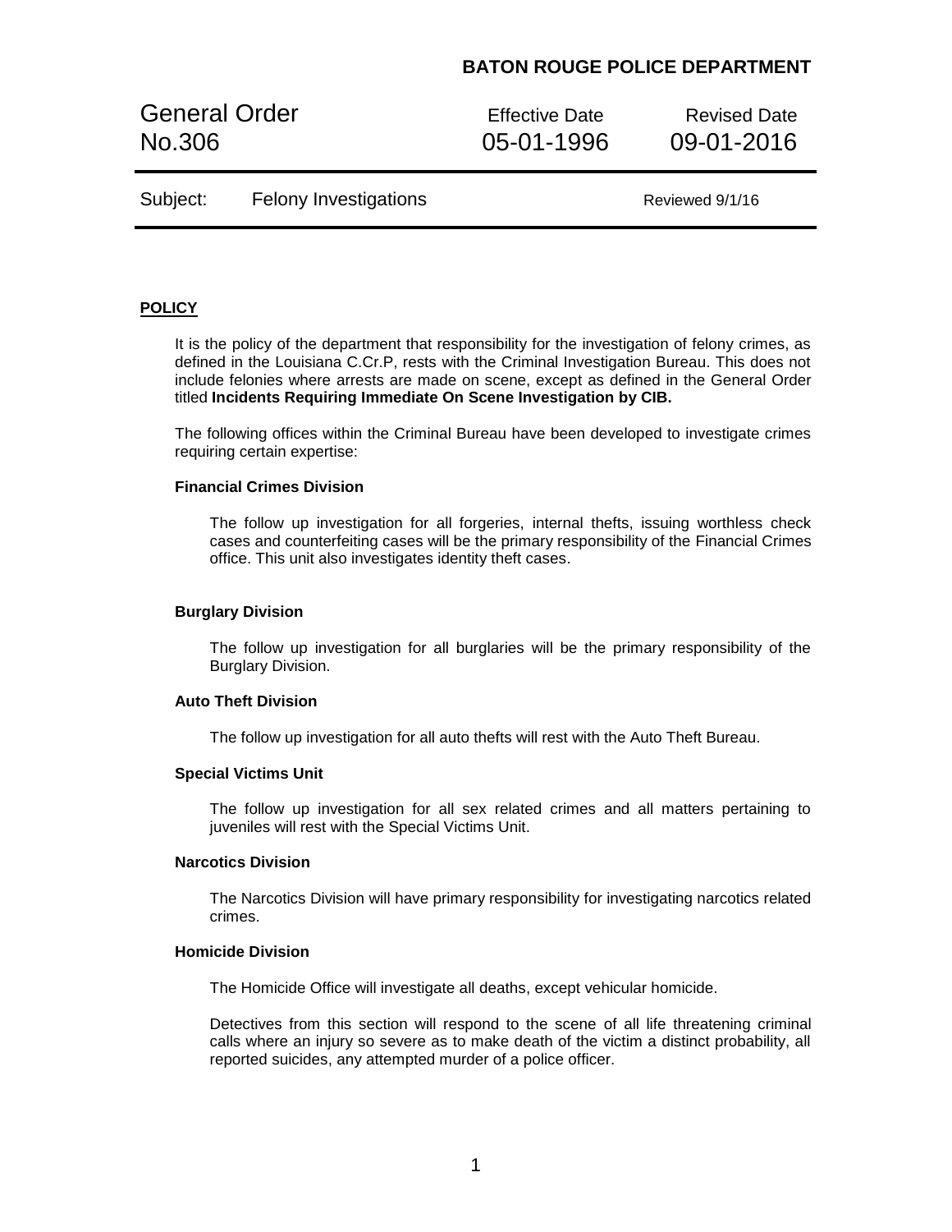**BATON ROUGE POLICE DEPARTMENT**

| General Order No.306 | Effective Date 05-01-1996 | Revised Date 09-01-2016 |
| --- | --- | --- |
| Subject: Felony Investigations | | Reviewed 9/1/16 |

## POLICY

It is the policy of the department that responsibility for the investigation of felony crimes, as defined in the Louisiana C.Cr.P, rests with the Criminal Investigation Bureau. This does not include felonies where arrests are made on scene, except as defined in the General Order titled **Incidents Requiring Immediate On Scene Investigation by CIB.**

The following offices within the Criminal Bureau have been developed to investigate crimes requiring certain expertise:

### Financial Crimes Division

The follow up investigation for all forgeries, internal thefts, issuing worthless check cases and counterfeiting cases will be the primary responsibility of the Financial Crimes office. This unit also investigates identity theft cases.

### Burglary Division

The follow up investigation for all burglaries will be the primary responsibility of the Burglary Division.

### Auto Theft Division

The follow up investigation for all auto thefts will rest with the Auto Theft Bureau.

### Special Victims Unit

The follow up investigation for all sex related crimes and all matters pertaining to juveniles will rest with the Special Victims Unit.

### Narcotics Division

The Narcotics Division will have primary responsibility for investigating narcotics related crimes.

### Homicide Division

The Homicide Office will investigate all deaths, except vehicular homicide.

Detectives from this section will respond to the scene of all life threatening criminal calls where an injury so severe as to make death of the victim a distinct probability, all reported suicides, any attempted murder of a police officer.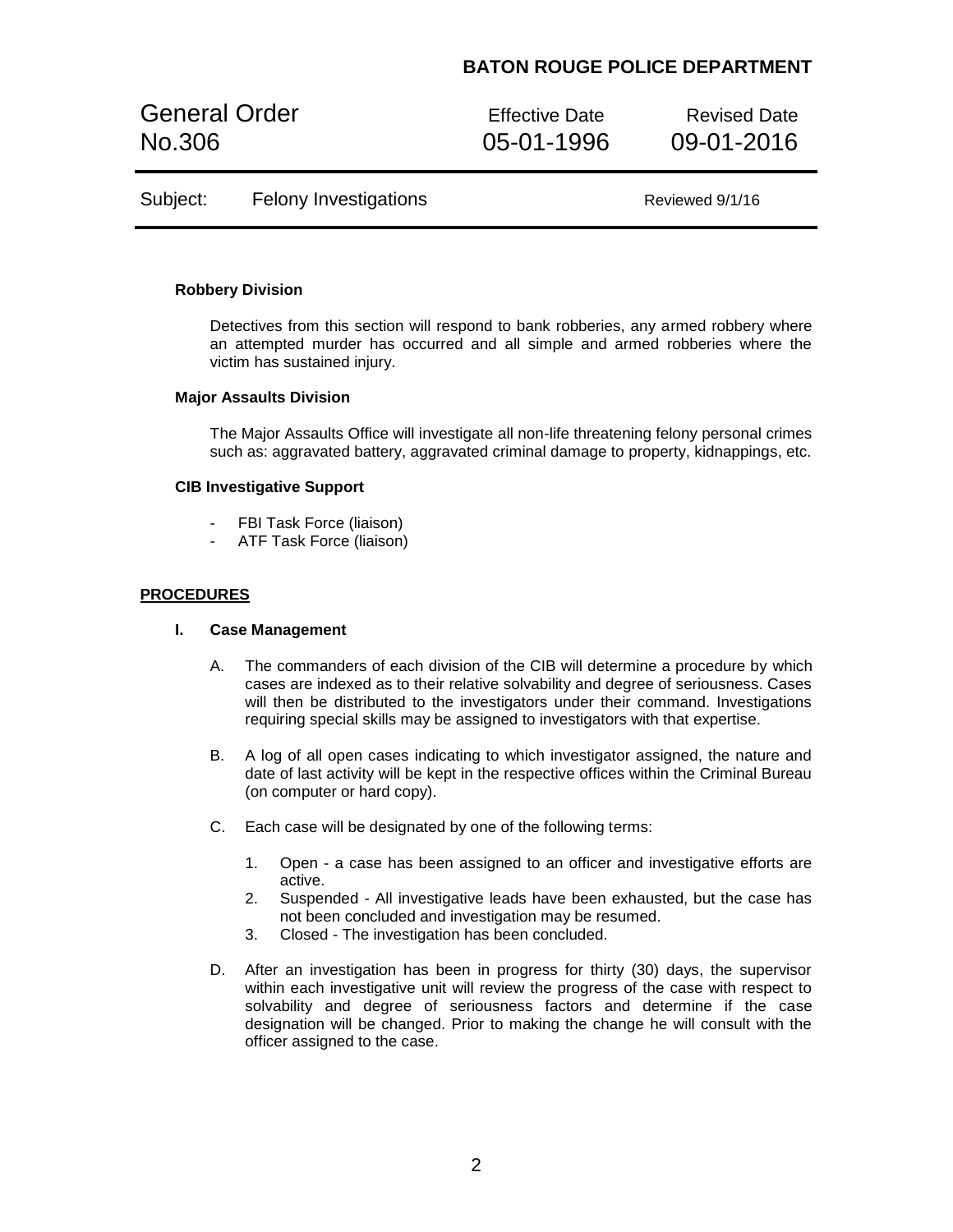**Robbery Division**

Detectives from this section will respond to bank robberies, any armed robbery where an attempted murder has occurred and all simple and armed robberies where the victim has sustained injury.

**Major Assaults Division**

The Major Assaults Office will investigate all non-life threatening felony personal crimes such as: aggravated battery, aggravated criminal damage to property, kidnappings, etc.

**CIB Investigative Support**

- FBI Task Force (liaison)
- ATF Task Force (liaison)

## PROCEDURES

**I. Case Management**

A. The commanders of each division of the CIB will determine a procedure by which cases are indexed as to their relative solvability and degree of seriousness. Cases will then be distributed to the investigators under their command. Investigations requiring special skills may be assigned to investigators with that expertise.

B. A log of all open cases indicating to which investigator assigned, the nature and date of last activity will be kept in the respective offices within the Criminal Bureau (on computer or hard copy).

C. Each case will be designated by one of the following terms:

1. Open - a case has been assigned to an officer and investigative efforts are active.
2. Suspended - All investigative leads have been exhausted, but the case has not been concluded and investigation may be resumed.
3. Closed - The investigation has been concluded.

D. After an investigation has been in progress for thirty (30) days, the supervisor within each investigative unit will review the progress of the case with respect to solvability and degree of seriousness factors and determine if the case designation will be changed. Prior to making the change he will consult with the officer assigned to the case.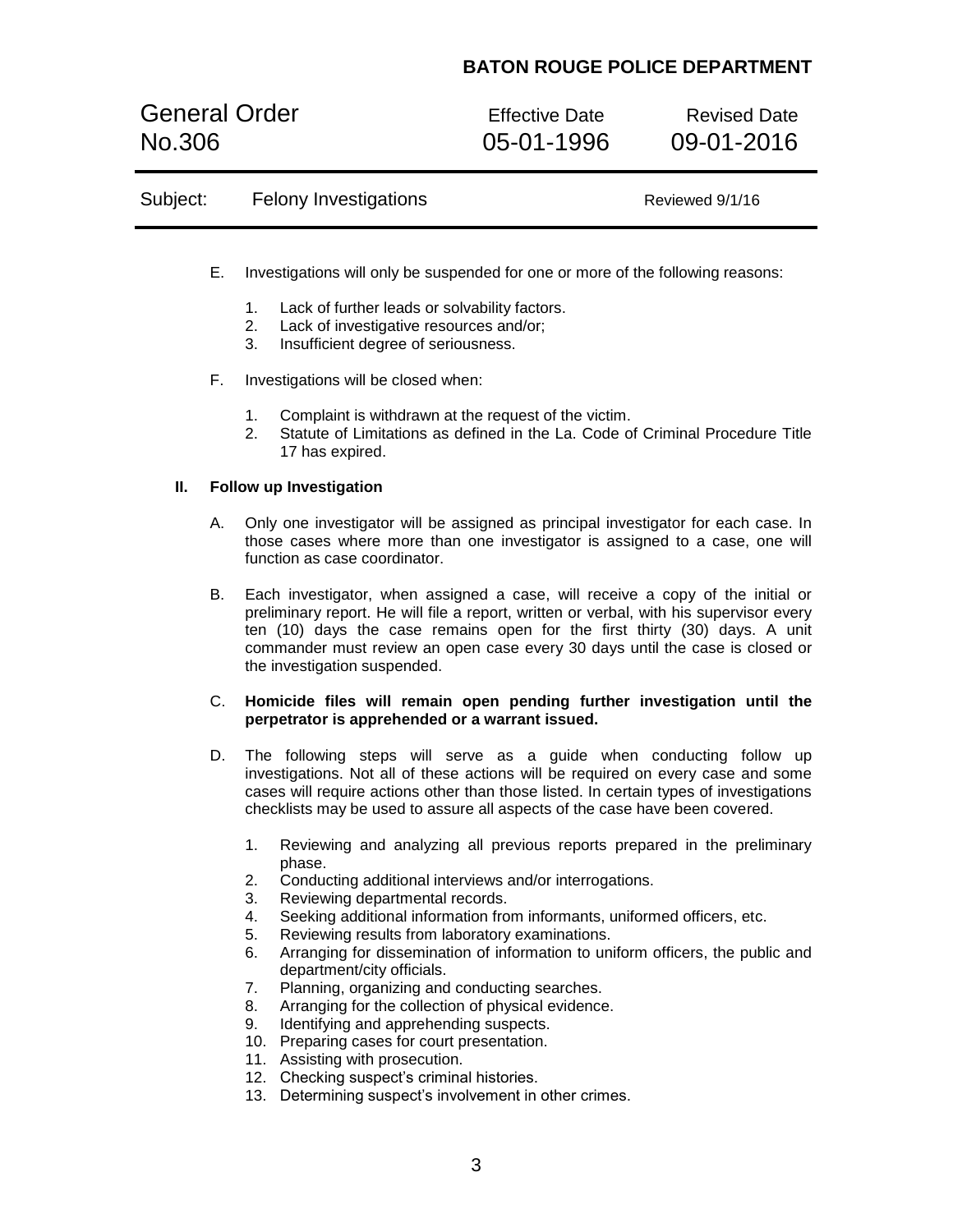E. Investigations will only be suspended for one or more of the following reasons:

1. Lack of further leads or solvability factors.
2. Lack of investigative resources and/or;
3. Insufficient degree of seriousness.

F. Investigations will be closed when:

1. Complaint is withdrawn at the request of the victim.
2. Statute of Limitations as defined in the La. Code of Criminal Procedure Title 17 has expired.

## II. Follow up Investigation

A. Only one investigator will be assigned as principal investigator for each case. In those cases where more than one investigator is assigned to a case, one will function as case coordinator.

B. Each investigator, when assigned a case, will receive a copy of the initial or preliminary report. He will file a report, written or verbal, with his supervisor every ten (10) days the case remains open for the first thirty (30) days. A unit commander must review an open case every 30 days until the case is closed or the investigation suspended.

C. **Homicide files will remain open pending further investigation until the perpetrator is apprehended or a warrant issued.**

D. The following steps will serve as a guide when conducting follow up investigations. Not all of these actions will be required on every case and some cases will require actions other than those listed. In certain types of investigations checklists may be used to assure all aspects of the case have been covered.

1. Reviewing and analyzing all previous reports prepared in the preliminary phase.
2. Conducting additional interviews and/or interrogations.
3. Reviewing departmental records.
4. Seeking additional information from informants, uniformed officers, etc.
5. Reviewing results from laboratory examinations.
6. Arranging for dissemination of information to uniform officers, the public and department/city officials.
7. Planning, organizing and conducting searches.
8. Arranging for the collection of physical evidence.
9. Identifying and apprehending suspects.
10. Preparing cases for court presentation.
11. Assisting with prosecution.
12. Checking suspect's criminal histories.
13. Determining suspect's involvement in other crimes.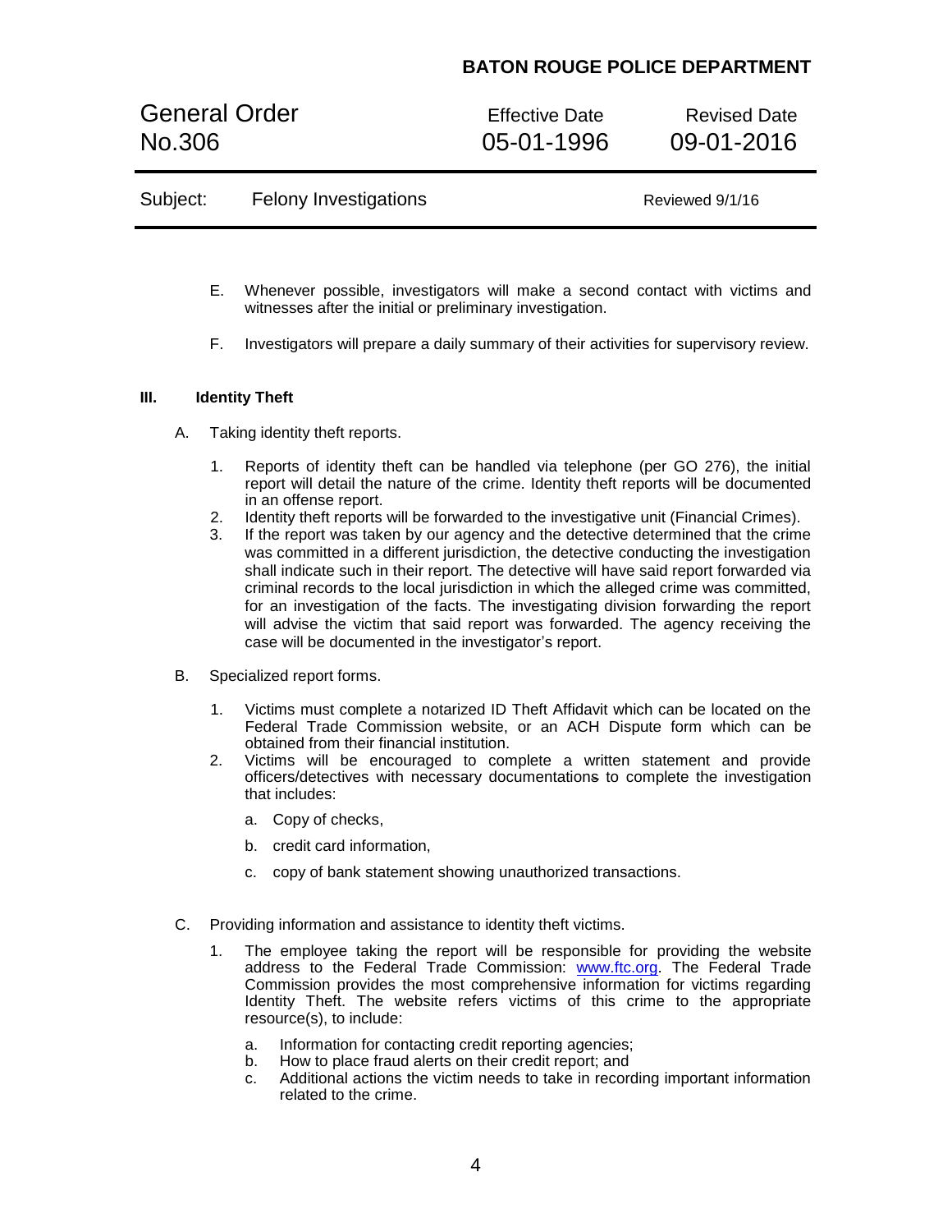E. Whenever possible, investigators will make a second contact with victims and witnesses after the initial or preliminary investigation.

F. Investigators will prepare a daily summary of their activities for supervisory review.

## III. Identity Theft

A. Taking identity theft reports.

1. Reports of identity theft can be handled via telephone (per GO 276), the initial report will detail the nature of the crime. Identity theft reports will be documented in an offense report.
2. Identity theft reports will be forwarded to the investigative unit (Financial Crimes).
3. If the report was taken by our agency and the detective determined that the crime was committed in a different jurisdiction, the detective conducting the investigation shall indicate such in their report. The detective will have said report forwarded via criminal records to the local jurisdiction in which the alleged crime was committed, for an investigation of the facts. The investigating division forwarding the report will advise the victim that said report was forwarded. The agency receiving the case will be documented in the investigator's report.

B. Specialized report forms.

1. Victims must complete a notarized ID Theft Affidavit which can be located on the Federal Trade Commission website, or an ACH Dispute form which can be obtained from their financial institution.
2. Victims will be encouraged to complete a written statement and provide officers/detectives with necessary documentation~~s~~ to complete the investigation that includes:

   a. Copy of checks,

   b. credit card information,

   c. copy of bank statement showing unauthorized transactions.

C. Providing information and assistance to identity theft victims.

1. The employee taking the report will be responsible for providing the website address to the Federal Trade Commission: www.ftc.org. The Federal Trade Commission provides the most comprehensive information for victims regarding Identity Theft. The website refers victims of this crime to the appropriate resource(s), to include:

   a. Information for contacting credit reporting agencies;
   b. How to place fraud alerts on their credit report; and
   c. Additional actions the victim needs to take in recording important information related to the crime.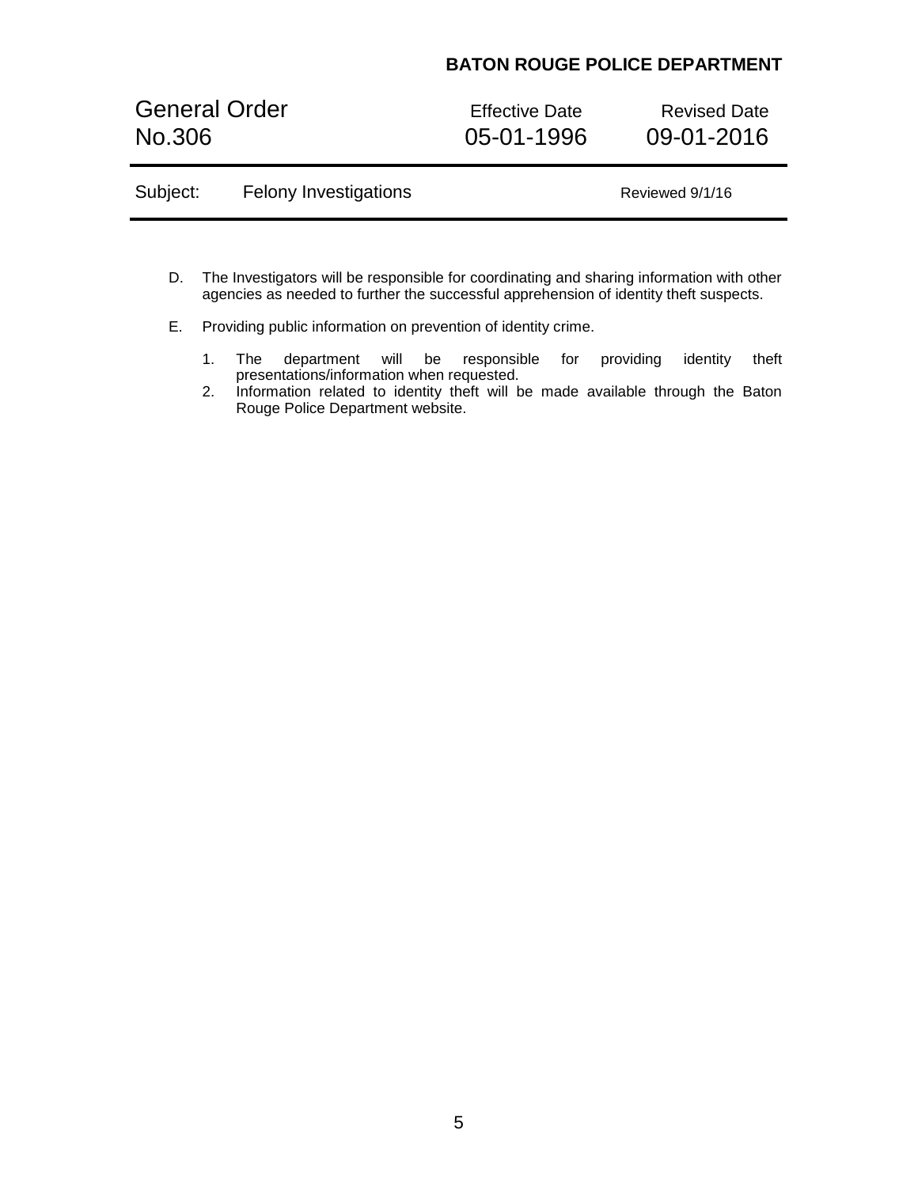D. The Investigators will be responsible for coordinating and sharing information with other agencies as needed to further the successful apprehension of identity theft suspects.

E. Providing public information on prevention of identity crime.

   1. The department will be responsible for providing identity theft presentations/information when requested.
   2. Information related to identity theft will be made available through the Baton Rouge Police Department website.